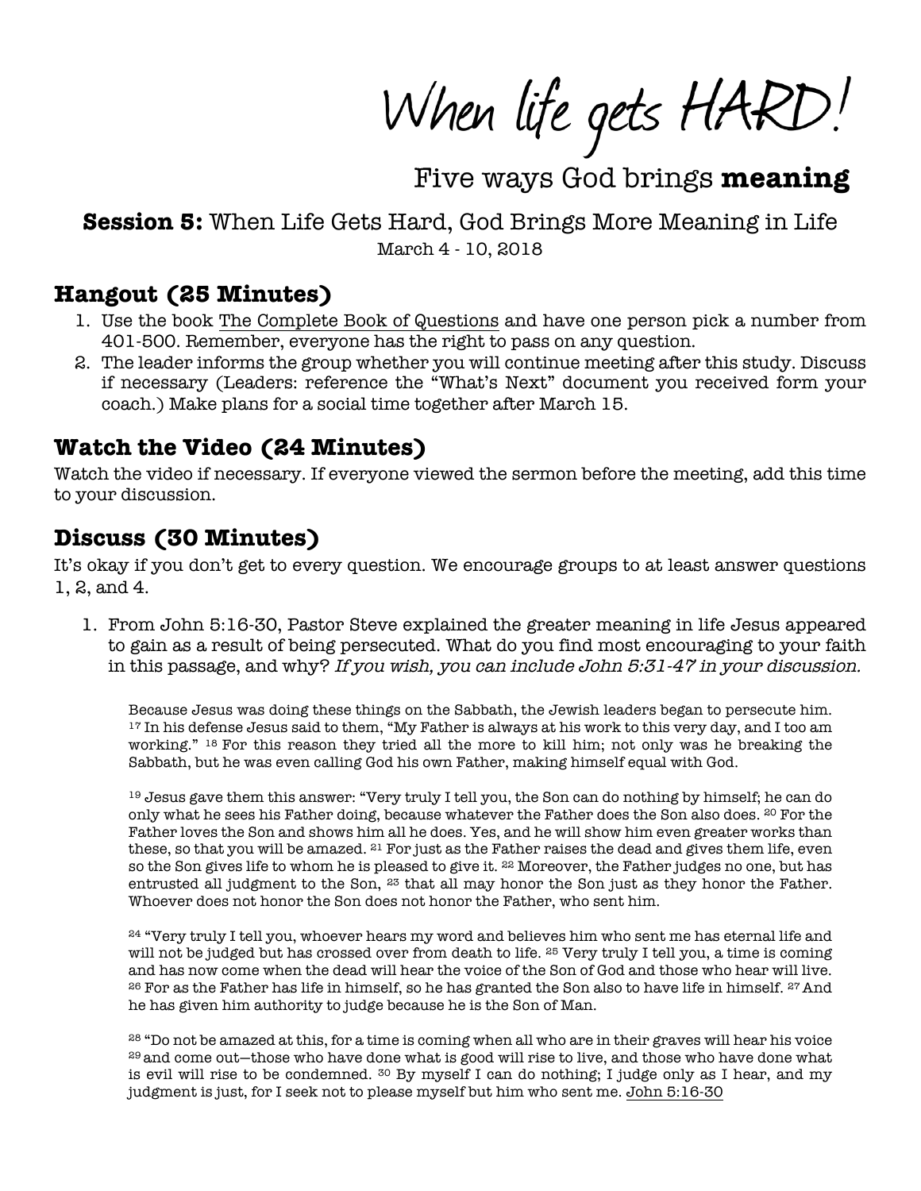# When life gets HARD!

## Five ways God brings **meaning**

### **Session 5:** When Life Gets Hard, God Brings More Meaning in Life

March 4 - 10, 2018

## Hangout (25 Minutes)

1. Use the book The Complete Book of Questions and have one person pick a number from 401-500. Remember, everyone has the right to pass on any question.
2. The leader informs the group whether you will continue meeting after this study. Discuss if necessary (Leaders: reference the "What's Next" document you received form your coach.) Make plans for a social time together after March 15.

## Watch the Video (24 Minutes)

Watch the video if necessary. If everyone viewed the sermon before the meeting, add this time to your discussion.

## Discuss (30 Minutes)

It's okay if you don't get to every question. We encourage groups to at least answer questions 1, 2, and 4.

1. From John 5:16-30, Pastor Steve explained the greater meaning in life Jesus appeared to gain as a result of being persecuted. What do you find most encouraging to your faith in this passage, and why? *If you wish, you can include John 5:31-47 in your discussion.*

   Because Jesus was doing these things on the Sabbath, the Jewish leaders began to persecute him. [17] In his defense Jesus said to them, "My Father is always at his work to this very day, and I too am working." [18] For this reason they tried all the more to kill him; not only was he breaking the Sabbath, but he was even calling God his own Father, making himself equal with God.

   [19] Jesus gave them this answer: "Very truly I tell you, the Son can do nothing by himself; he can do only what he sees his Father doing, because whatever the Father does the Son also does. [20] For the Father loves the Son and shows him all he does. Yes, and he will show him even greater works than these, so that you will be amazed. [21] For just as the Father raises the dead and gives them life, even so the Son gives life to whom he is pleased to give it. [22] Moreover, the Father judges no one, but has entrusted all judgment to the Son, [23] that all may honor the Son just as they honor the Father. Whoever does not honor the Son does not honor the Father, who sent him.

   [24] "Very truly I tell you, whoever hears my word and believes him who sent me has eternal life and will not be judged but has crossed over from death to life. [25] Very truly I tell you, a time is coming and has now come when the dead will hear the voice of the Son of God and those who hear will live. [26] For as the Father has life in himself, so he has granted the Son also to have life in himself. [27] And he has given him authority to judge because he is the Son of Man.

   [28] "Do not be amazed at this, for a time is coming when all who are in their graves will hear his voice [29] and come out—those who have done what is good will rise to live, and those who have done what is evil will rise to be condemned. [30] By myself I can do nothing; I judge only as I hear, and my judgment is just, for I seek not to please myself but him who sent me. John 5:16-30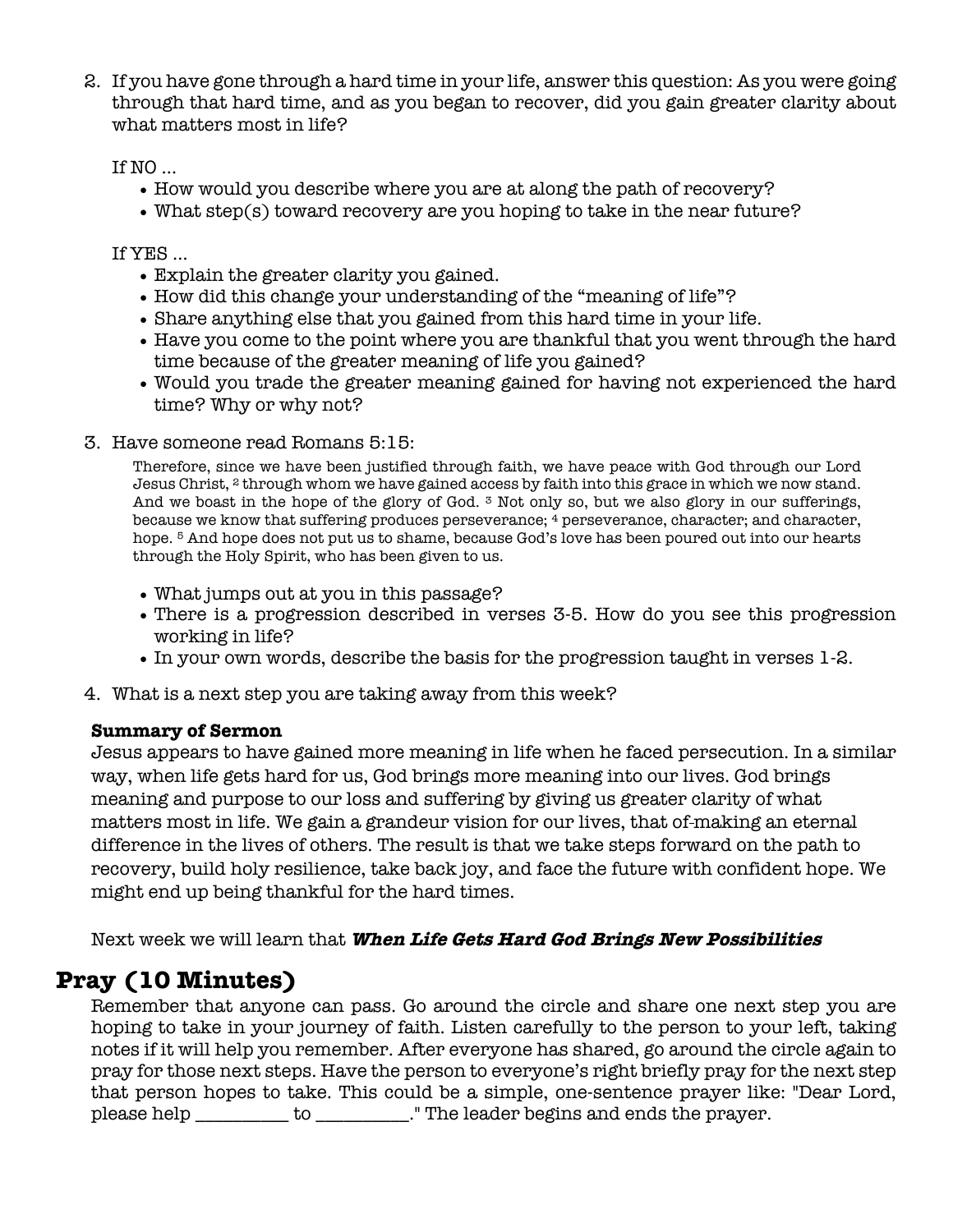2. If you have gone through a hard time in your life, answer this question: As you were going through that hard time, and as you began to recover, did you gain greater clarity about what matters most in life?

   If NO ...
   - How would you describe where you are at along the path of recovery?
   - What step(s) toward recovery are you hoping to take in the near future?

   If YES ...
   - Explain the greater clarity you gained.
   - How did this change your understanding of the "meaning of life"?
   - Share anything else that you gained from this hard time in your life.
   - Have you come to the point where you are thankful that you went through the hard time because of the greater meaning of life you gained?
   - Would you trade the greater meaning gained for having not experienced the hard time? Why or why not?

3. Have someone read Romans 5:15:

   Therefore, since we have been justified through faith, we have peace with God through our Lord Jesus Christ, [2] through whom we have gained access by faith into this grace in which we now stand. And we boast in the hope of the glory of God. [3] Not only so, but we also glory in our sufferings, because we know that suffering produces perseverance; [4] perseverance, character; and character, hope. [5] And hope does not put us to shame, because God's love has been poured out into our hearts through the Holy Spirit, who has been given to us.

   - What jumps out at you in this passage?
   - There is a progression described in verses 3-5. How do you see this progression working in life?
   - In your own words, describe the basis for the progression taught in verses 1-2.

4. What is a next step you are taking away from this week?

**Summary of Sermon**

Jesus appears to have gained more meaning in life when he faced persecution. In a similar way, when life gets hard for us, God brings more meaning into our lives. God brings meaning and purpose to our loss and suffering by giving us greater clarity of what matters most in life. We gain a grandeur vision for our lives, that of-making an eternal difference in the lives of others. The result is that we take steps forward on the path to recovery, build holy resilience, take back joy, and face the future with confident hope. We might end up being thankful for the hard times.

Next week we will learn that ***When Life Gets Hard God Brings New Possibilities***

## Pray (10 Minutes)

Remember that anyone can pass. Go around the circle and share one next step you are hoping to take in your journey of faith. Listen carefully to the person to your left, taking notes if it will help you remember. After everyone has shared, go around the circle again to pray for those next steps. Have the person to everyone's right briefly pray for the next step that person hopes to take. This could be a simple, one-sentence prayer like: "Dear Lord, please help _________ to _________." The leader begins and ends the prayer.